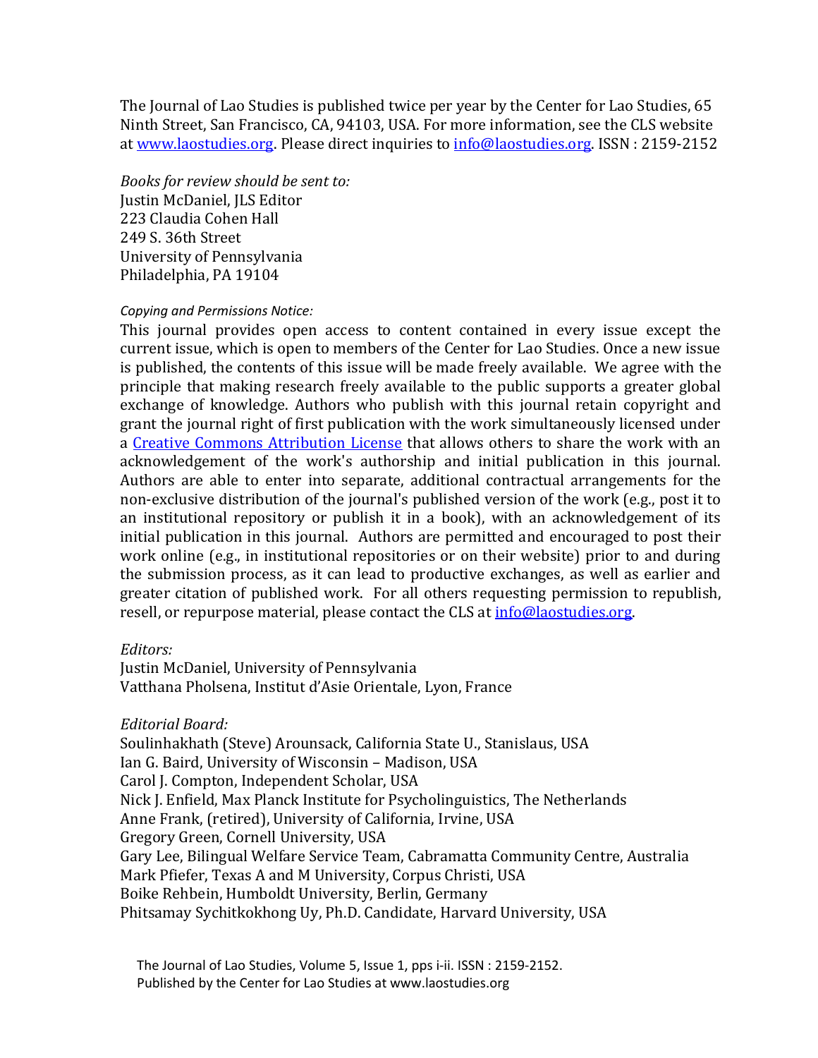The Journal of Lao Studies is published twice per year by the Center for Lao Studies, 65 Ninth Street, San Francisco, CA, 94103, USA. For more information, see the CLS website at www.laostudies.org. Please direct inquiries to info@laostudies.org. ISSN : 2159-2152

*Books for review should be sent to:*
Justin McDaniel, JLS Editor
223 Claudia Cohen Hall
249 S. 36th Street
University of Pennsylvania
Philadelphia, PA 19104

*Copying and Permissions Notice:*

This journal provides open access to content contained in every issue except the current issue, which is open to members of the Center for Lao Studies. Once a new issue is published, the contents of this issue will be made freely available. We agree with the principle that making research freely available to the public supports a greater global exchange of knowledge. Authors who publish with this journal retain copyright and grant the journal right of first publication with the work simultaneously licensed under a Creative Commons Attribution License that allows others to share the work with an acknowledgement of the work's authorship and initial publication in this journal. Authors are able to enter into separate, additional contractual arrangements for the non-exclusive distribution of the journal's published version of the work (e.g., post it to an institutional repository or publish it in a book), with an acknowledgement of its initial publication in this journal. Authors are permitted and encouraged to post their work online (e.g., in institutional repositories or on their website) prior to and during the submission process, as it can lead to productive exchanges, as well as earlier and greater citation of published work. For all others requesting permission to republish, resell, or repurpose material, please contact the CLS at info@laostudies.org.

*Editors:*
Justin McDaniel, University of Pennsylvania
Vatthana Pholsena, Institut d'Asie Orientale, Lyon, France

*Editorial Board:*
Soulinhakhath (Steve) Arounsack, California State U., Stanislaus, USA
Ian G. Baird, University of Wisconsin – Madison, USA
Carol J. Compton, Independent Scholar, USA
Nick J. Enfield, Max Planck Institute for Psycholinguistics, The Netherlands
Anne Frank, (retired), University of California, Irvine, USA
Gregory Green, Cornell University, USA
Gary Lee, Bilingual Welfare Service Team, Cabramatta Community Centre, Australia
Mark Pfiefer, Texas A and M University, Corpus Christi, USA
Boike Rehbein, Humboldt University, Berlin, Germany
Phitsamay Sychitkokhong Uy, Ph.D. Candidate, Harvard University, USA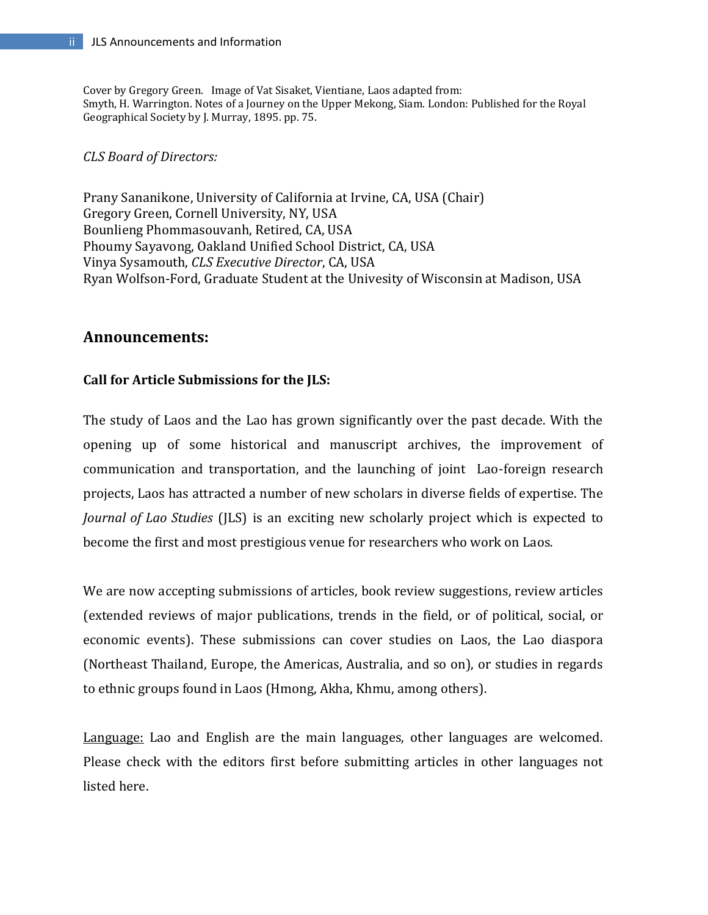Cover by Gregory Green. Image of Vat Sisaket, Vientiane, Laos adapted from:
Smyth, H. Warrington. Notes of a Journey on the Upper Mekong, Siam. London: Published for the Royal Geographical Society by J. Murray, 1895. pp. 75.

*CLS Board of Directors:*

Prany Sananikone, University of California at Irvine, CA, USA (Chair)
Gregory Green, Cornell University, NY, USA
Bounlieng Phommasouvanh, Retired, CA, USA
Phoumy Sayavong, Oakland Unified School District, CA, USA
Vinya Sysamouth, *CLS Executive Director*, CA, USA
Ryan Wolfson-Ford, Graduate Student at the Univesity of Wisconsin at Madison, USA

## Announcements:

### Call for Article Submissions for the JLS:

The study of Laos and the Lao has grown significantly over the past decade. With the opening up of some historical and manuscript archives, the improvement of communication and transportation, and the launching of joint Lao-foreign research projects, Laos has attracted a number of new scholars in diverse fields of expertise. The *Journal of Lao Studies* (JLS) is an exciting new scholarly project which is expected to become the first and most prestigious venue for researchers who work on Laos.

We are now accepting submissions of articles, book review suggestions, review articles (extended reviews of major publications, trends in the field, or of political, social, or economic events). These submissions can cover studies on Laos, the Lao diaspora (Northeast Thailand, Europe, the Americas, Australia, and so on), or studies in regards to ethnic groups found in Laos (Hmong, Akha, Khmu, among others).

<u>Language:</u> Lao and English are the main languages, other languages are welcomed. Please check with the editors first before submitting articles in other languages not listed here.